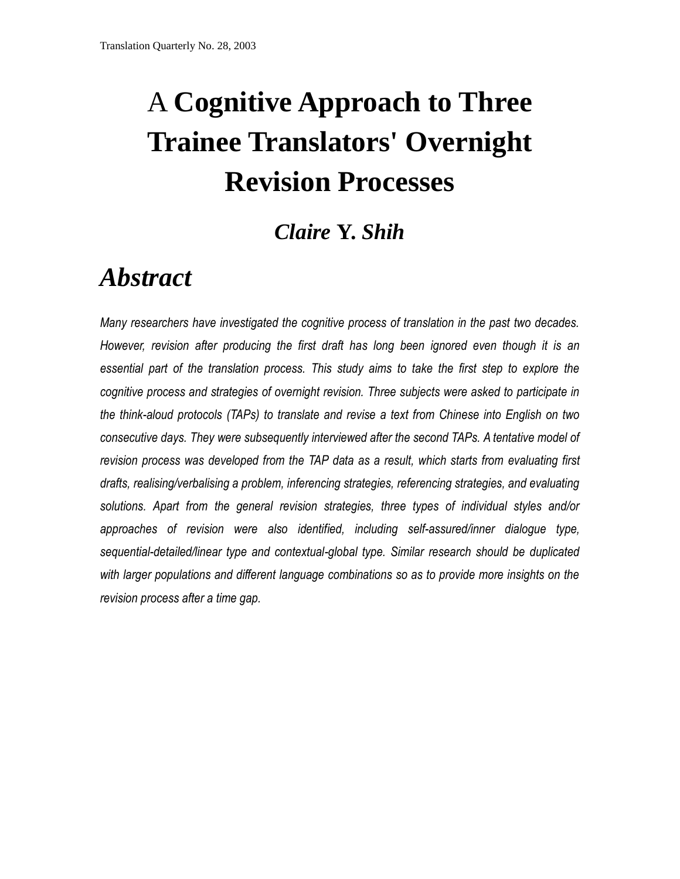# A **Cognitive Approach to Three Trainee Translators' Overnight Revision Processes**

***Claire* Y. *Shih***

## *Abstract*

*Many researchers have investigated the cognitive process of translation in the past two decades. However, revision after producing the first draft has long been ignored even though it is an essential part of the translation process. This study aims to take the first step to explore the cognitive process and strategies of overnight revision. Three subjects were asked to participate in the think-aloud protocols (TAPs) to translate and revise a text from Chinese into English on two consecutive days. They were subsequently interviewed after the second TAPs. A tentative model of revision process was developed from the TAP data as a result, which starts from evaluating first drafts, realising/verbalising a problem, inferencing strategies, referencing strategies, and evaluating solutions. Apart from the general revision strategies, three types of individual styles and/or approaches of revision were also identified, including self-assured/inner dialogue type, sequential-detailed/linear type and contextual-global type. Similar research should be duplicated with larger populations and different language combinations so as to provide more insights on the revision process after a time gap.*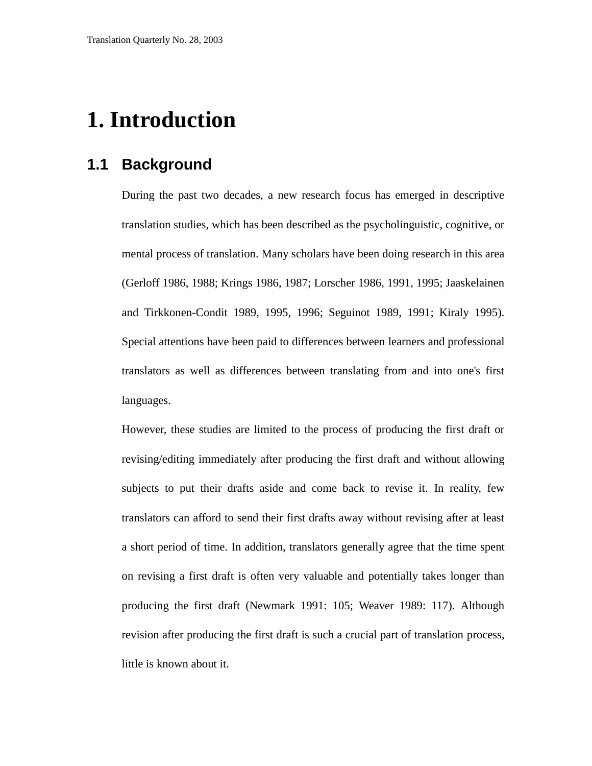# 1. Introduction

## 1.1 Background

During the past two decades, a new research focus has emerged in descriptive translation studies, which has been described as the psycholinguistic, cognitive, or mental process of translation. Many scholars have been doing research in this area (Gerloff 1986, 1988; Krings 1986, 1987; Lorscher 1986, 1991, 1995; Jaaskelainen and Tirkkonen-Condit 1989, 1995, 1996; Seguinot 1989, 1991; Kiraly 1995). Special attentions have been paid to differences between learners and professional translators as well as differences between translating from and into one's first languages.

However, these studies are limited to the process of producing the first draft or revising/editing immediately after producing the first draft and without allowing subjects to put their drafts aside and come back to revise it. In reality, few translators can afford to send their first drafts away without revising after at least a short period of time. In addition, translators generally agree that the time spent on revising a first draft is often very valuable and potentially takes longer than producing the first draft (Newmark 1991: 105; Weaver 1989: 117). Although revision after producing the first draft is such a crucial part of translation process, little is known about it.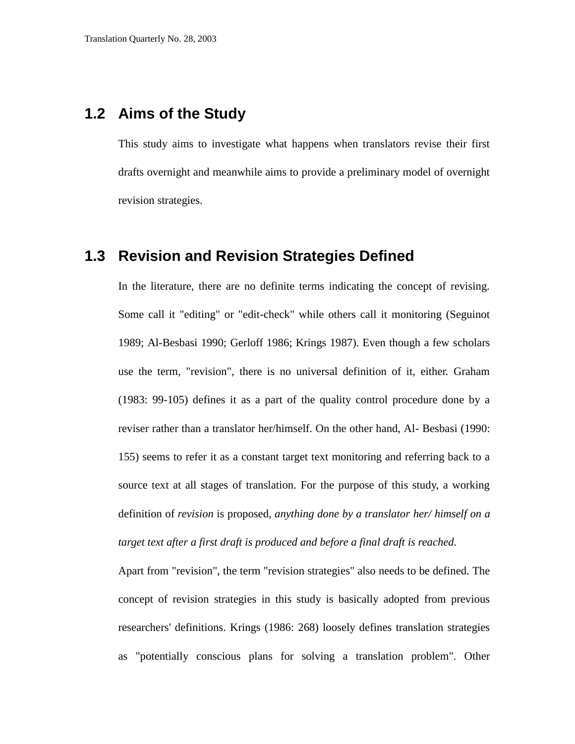## 1.2 Aims of the Study

This study aims to investigate what happens when translators revise their first drafts overnight and meanwhile aims to provide a preliminary model of overnight revision strategies.

## 1.3 Revision and Revision Strategies Defined

In the literature, there are no definite terms indicating the concept of revising. Some call it "editing" or "edit-check" while others call it monitoring (Seguinot 1989; Al-Besbasi 1990; Gerloff 1986; Krings 1987). Even though a few scholars use the term, "revision", there is no universal definition of it, either. Graham (1983: 99-105) defines it as a part of the quality control procedure done by a reviser rather than a translator her/himself. On the other hand, Al- Besbasi (1990: 155) seems to refer it as a constant target text monitoring and referring back to a source text at all stages of translation. For the purpose of this study, a working definition of *revision* is proposed, *anything done by a translator her/ himself on a target text after a first draft is produced and before a final draft is reached.*

Apart from "revision", the term "revision strategies" also needs to be defined. The concept of revision strategies in this study is basically adopted from previous researchers' definitions. Krings (1986: 268) loosely defines translation strategies as "potentially conscious plans for solving a translation problem". Other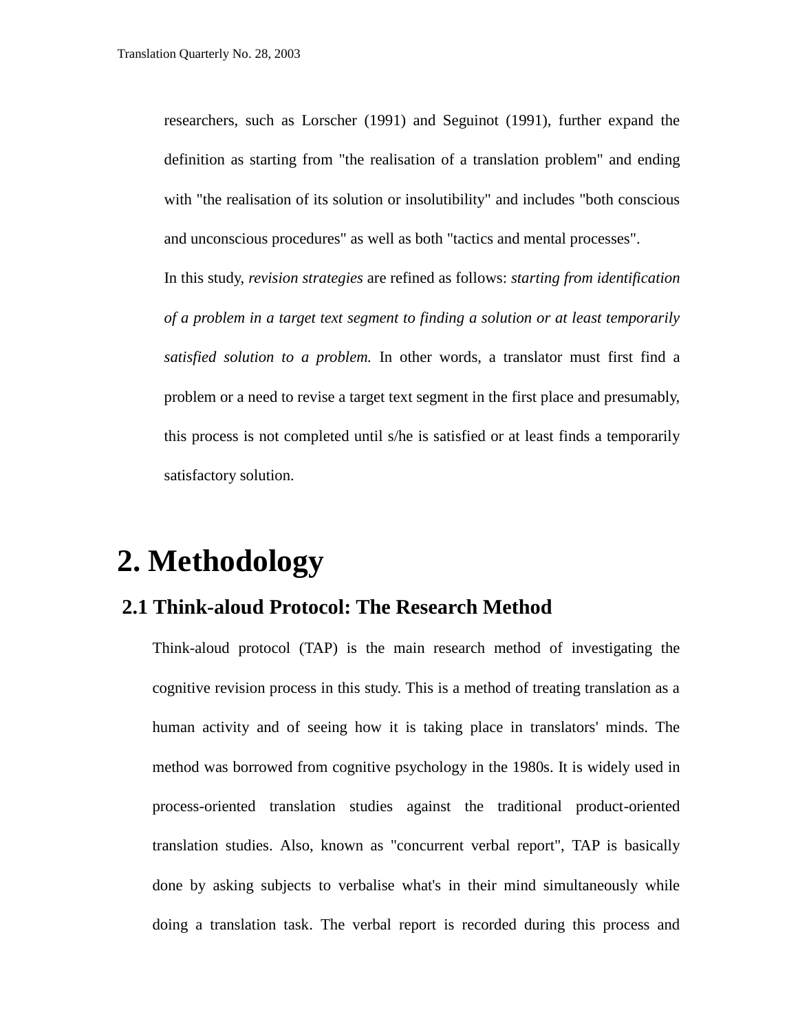researchers, such as Lorscher (1991) and Seguinot (1991), further expand the definition as starting from "the realisation of a translation problem" and ending with "the realisation of its solution or insolutibility" and includes "both conscious and unconscious procedures" as well as both "tactics and mental processes".

In this study, *revision strategies* are refined as follows: *starting from identification of a problem in a target text segment to finding a solution or at least temporarily satisfied solution to a problem.* In other words, a translator must first find a problem or a need to revise a target text segment in the first place and presumably, this process is not completed until s/he is satisfied or at least finds a temporarily satisfactory solution.

# 2. Methodology

## 2.1 Think-aloud Protocol: The Research Method

Think-aloud protocol (TAP) is the main research method of investigating the cognitive revision process in this study. This is a method of treating translation as a human activity and of seeing how it is taking place in translators' minds. The method was borrowed from cognitive psychology in the 1980s. It is widely used in process-oriented translation studies against the traditional product-oriented translation studies. Also, known as "concurrent verbal report", TAP is basically done by asking subjects to verbalise what's in their mind simultaneously while doing a translation task. The verbal report is recorded during this process and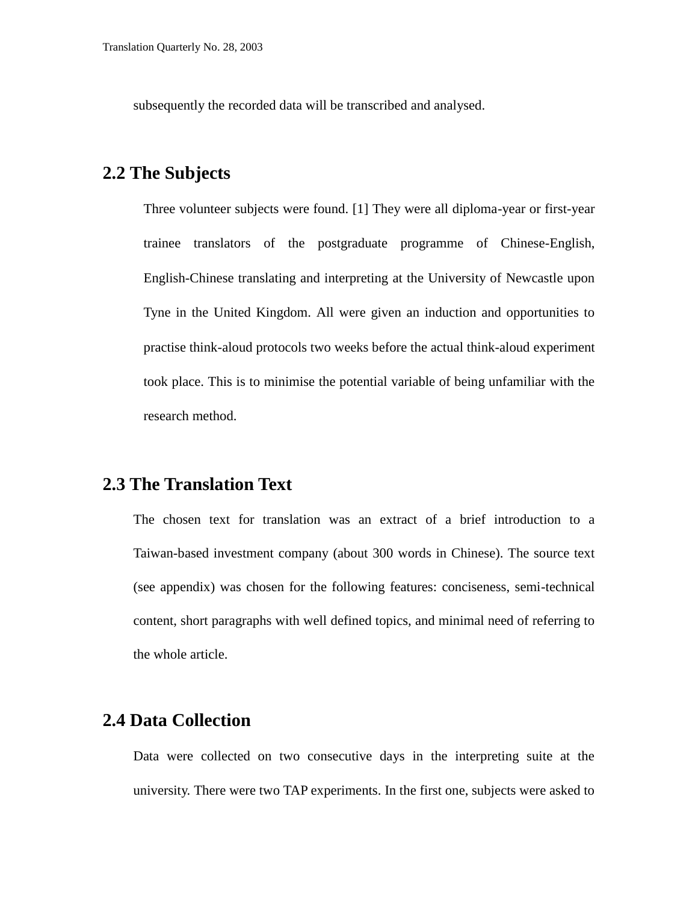subsequently the recorded data will be transcribed and analysed.

## 2.2 The Subjects

Three volunteer subjects were found. [1] They were all diploma-year or first-year trainee translators of the postgraduate programme of Chinese-English, English-Chinese translating and interpreting at the University of Newcastle upon Tyne in the United Kingdom. All were given an induction and opportunities to practise think-aloud protocols two weeks before the actual think-aloud experiment took place. This is to minimise the potential variable of being unfamiliar with the research method.

## 2.3 The Translation Text

The chosen text for translation was an extract of a brief introduction to a Taiwan-based investment company (about 300 words in Chinese). The source text (see appendix) was chosen for the following features: conciseness, semi-technical content, short paragraphs with well defined topics, and minimal need of referring to the whole article.

## 2.4 Data Collection

Data were collected on two consecutive days in the interpreting suite at the university. There were two TAP experiments. In the first one, subjects were asked to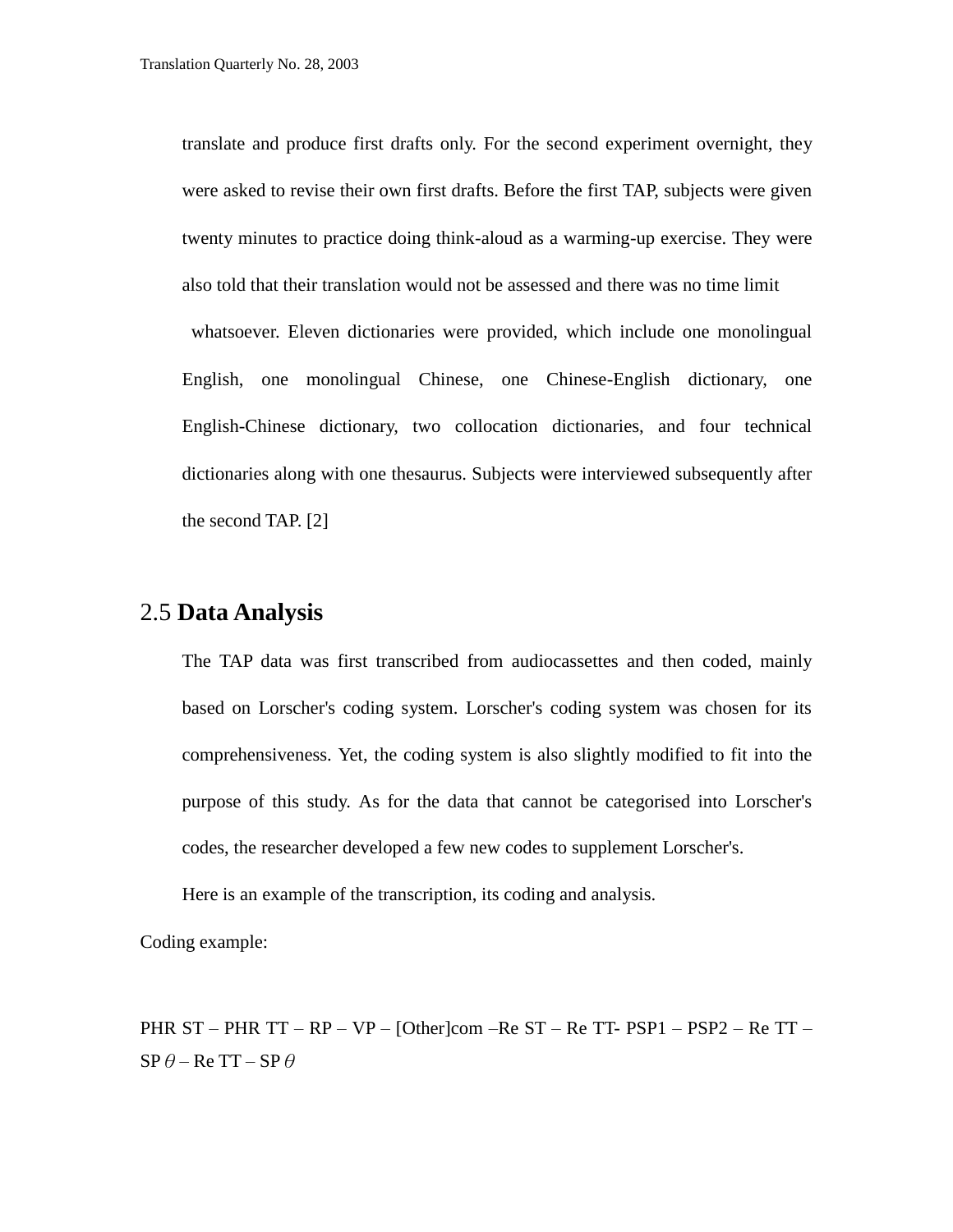translate and produce first drafts only. For the second experiment overnight, they were asked to revise their own first drafts. Before the first TAP, subjects were given twenty minutes to practice doing think-aloud as a warming-up exercise. They were also told that their translation would not be assessed and there was no time limit whatsoever. Eleven dictionaries were provided, which include one monolingual English, one monolingual Chinese, one Chinese-English dictionary, one English-Chinese dictionary, two collocation dictionaries, and four technical dictionaries along with one thesaurus. Subjects were interviewed subsequently after the second TAP. [2]

## 2.5 **Data Analysis**

The TAP data was first transcribed from audiocassettes and then coded, mainly based on Lorscher's coding system. Lorscher's coding system was chosen for its comprehensiveness. Yet, the coding system is also slightly modified to fit into the purpose of this study. As for the data that cannot be categorised into Lorscher's codes, the researcher developed a few new codes to supplement Lorscher's.

Here is an example of the transcription, its coding and analysis.

Coding example:

PHR ST – PHR TT – RP – VP – [Other]com –Re ST – Re TT- PSP1 – PSP2 – Re TT – SP $\theta$ – Re TT – SP $\theta$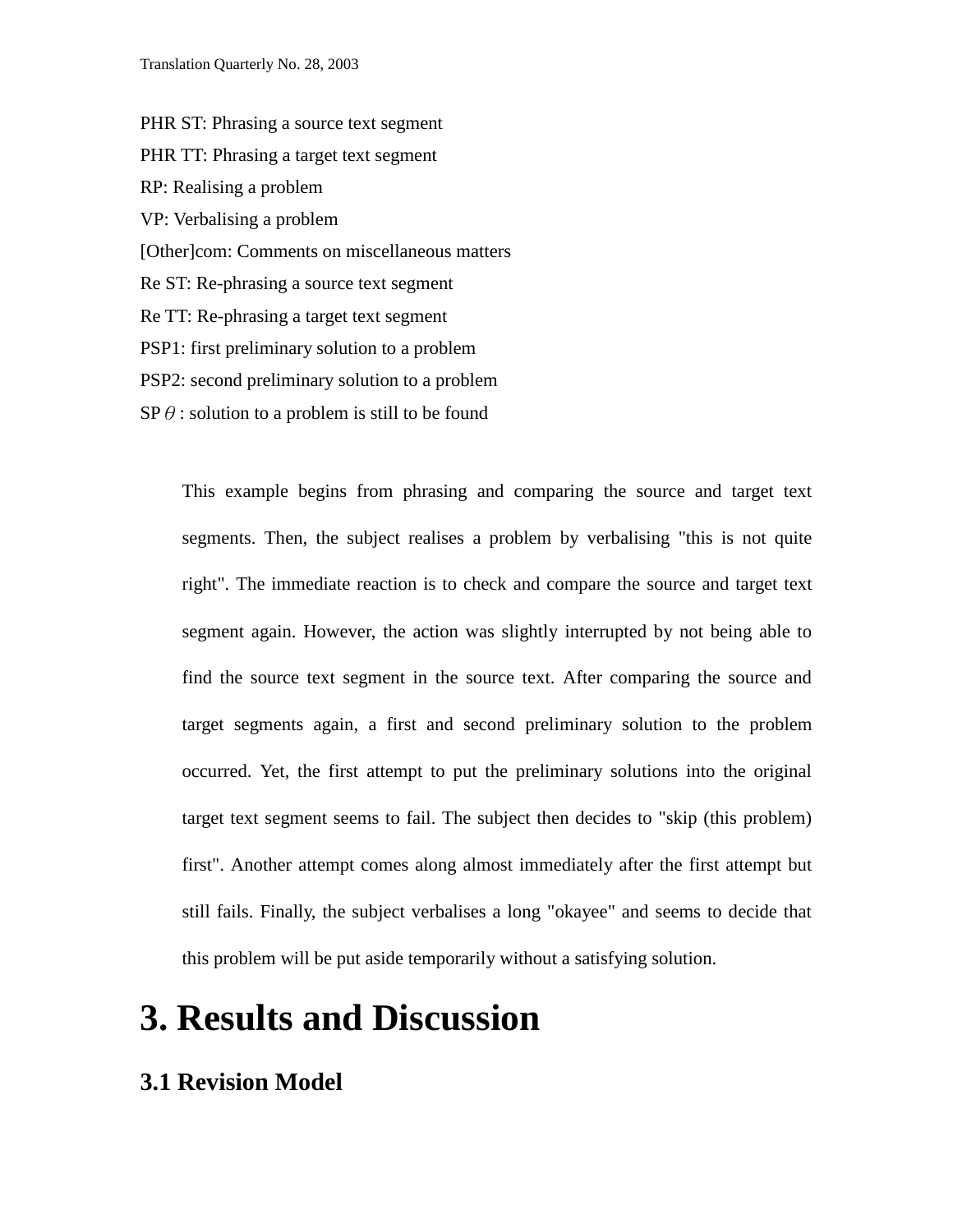PHR ST: Phrasing a source text segment

PHR TT: Phrasing a target text segment

RP: Realising a problem

VP: Verbalising a problem

[Other]com: Comments on miscellaneous matters

Re ST: Re-phrasing a source text segment

Re TT: Re-phrasing a target text segment

PSP1: first preliminary solution to a problem

PSP2: second preliminary solution to a problem

SP $\theta$ : solution to a problem is still to be found

> This example begins from phrasing and comparing the source and target text segments. Then, the subject realises a problem by verbalising "this is not quite right". The immediate reaction is to check and compare the source and target text segment again. However, the action was slightly interrupted by not being able to find the source text segment in the source text. After comparing the source and target segments again, a first and second preliminary solution to the problem occurred. Yet, the first attempt to put the preliminary solutions into the original target text segment seems to fail. The subject then decides to "skip (this problem) first". Another attempt comes along almost immediately after the first attempt but still fails. Finally, the subject verbalises a long "okayee" and seems to decide that this problem will be put aside temporarily without a satisfying solution.

# 3. Results and Discussion

## 3.1 Revision Model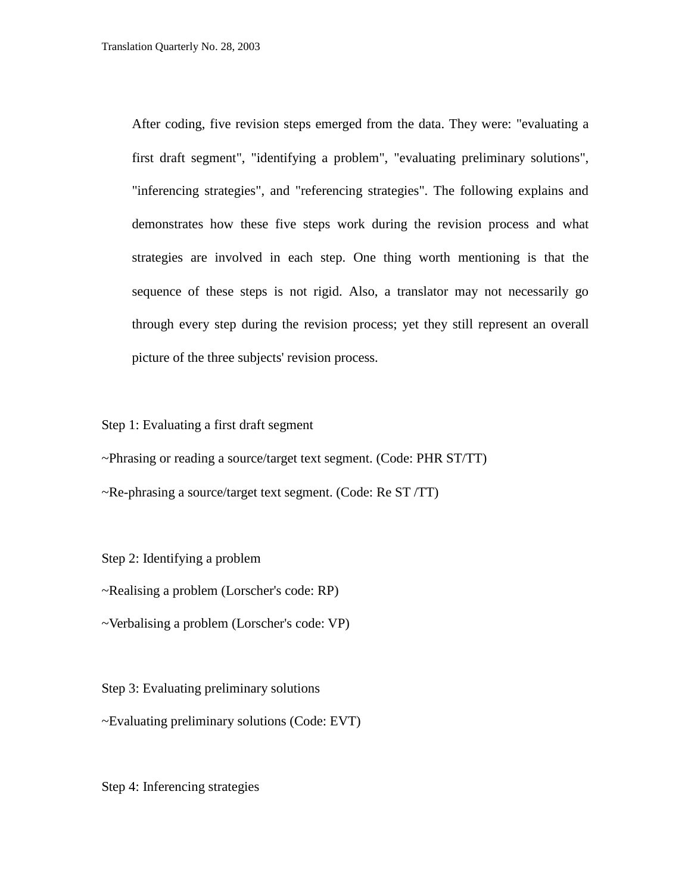After coding, five revision steps emerged from the data. They were: "evaluating a first draft segment", "identifying a problem", "evaluating preliminary solutions", "inferencing strategies", and "referencing strategies". The following explains and demonstrates how these five steps work during the revision process and what strategies are involved in each step. One thing worth mentioning is that the sequence of these steps is not rigid. Also, a translator may not necessarily go through every step during the revision process; yet they still represent an overall picture of the three subjects' revision process.

Step 1: Evaluating a first draft segment

~Phrasing or reading a source/target text segment. (Code: PHR ST/TT)

~Re-phrasing a source/target text segment. (Code: Re ST /TT)

Step 2: Identifying a problem

~Realising a problem (Lorscher's code: RP)

~Verbalising a problem (Lorscher's code: VP)

Step 3: Evaluating preliminary solutions

~Evaluating preliminary solutions (Code: EVT)

Step 4: Inferencing strategies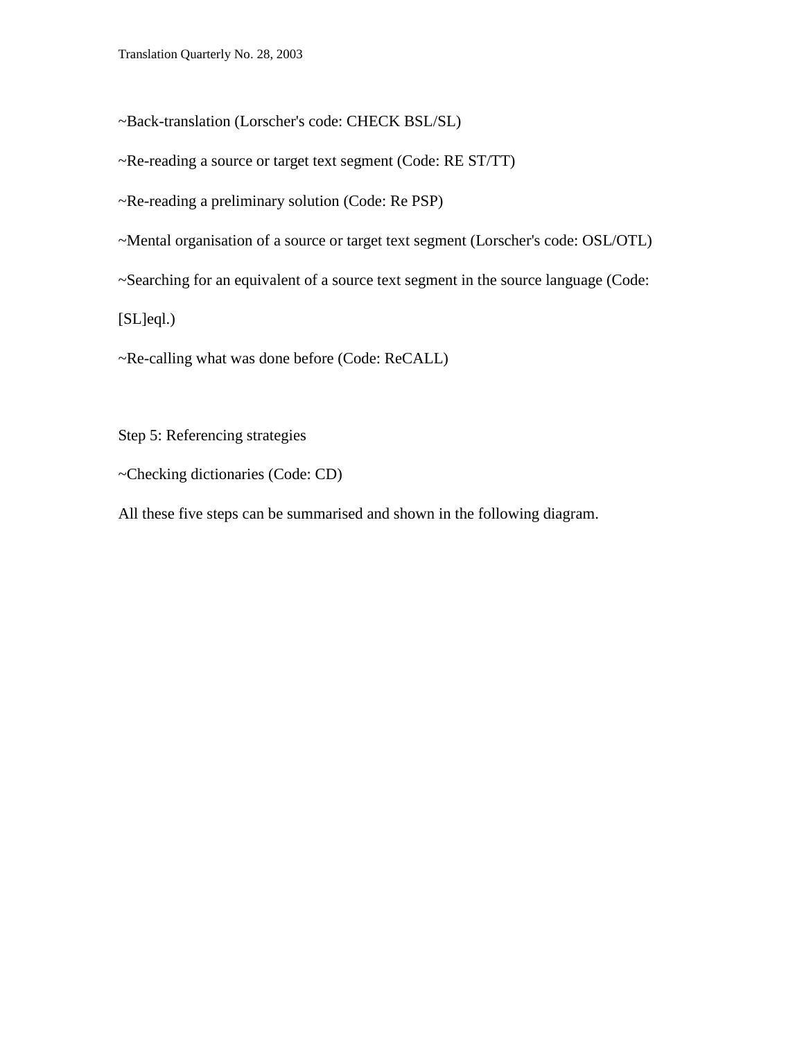~Back-translation (Lorscher's code: CHECK BSL/SL)

~Re-reading a source or target text segment (Code: RE ST/TT)

~Re-reading a preliminary solution (Code: Re PSP)

~Mental organisation of a source or target text segment (Lorscher's code: OSL/OTL)

~Searching for an equivalent of a source text segment in the source language (Code: [SL]eql.)

~Re-calling what was done before (Code: ReCALL)

Step 5: Referencing strategies

~Checking dictionaries (Code: CD)

All these five steps can be summarised and shown in the following diagram.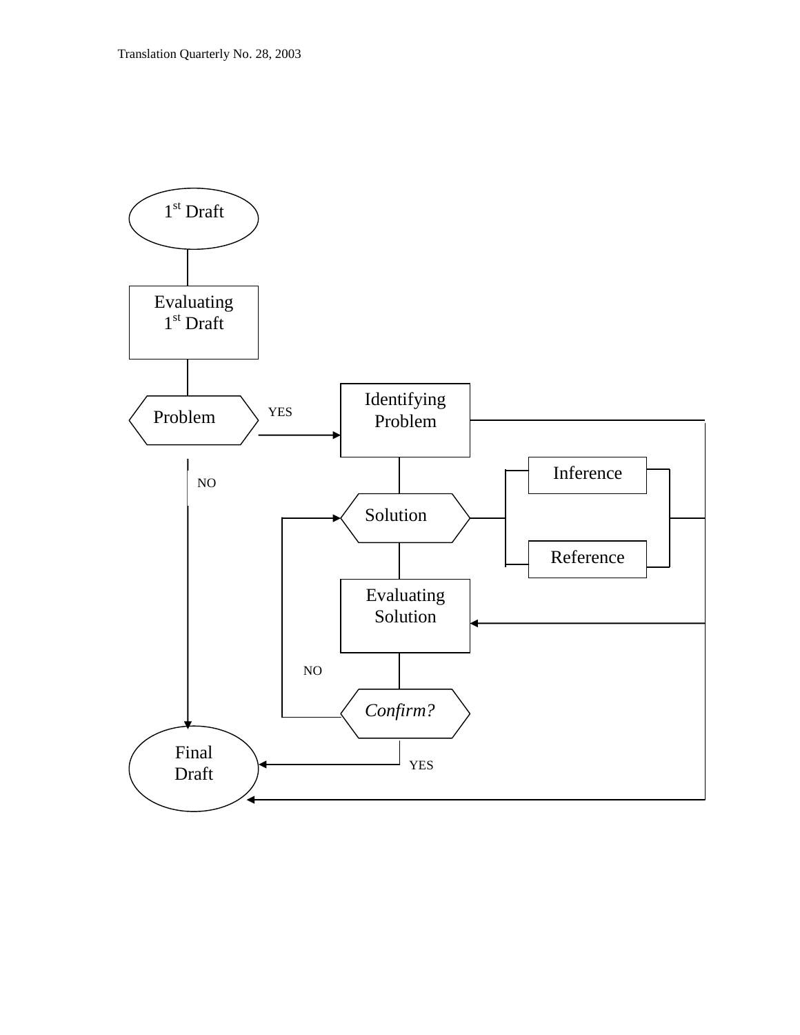1st Draft

Evaluating 1st Draft

Problem

YES

Identifying Problem

NO

Inference

Solution

Reference

Evaluating Solution

NO

*Confirm?*

Final Draft

YES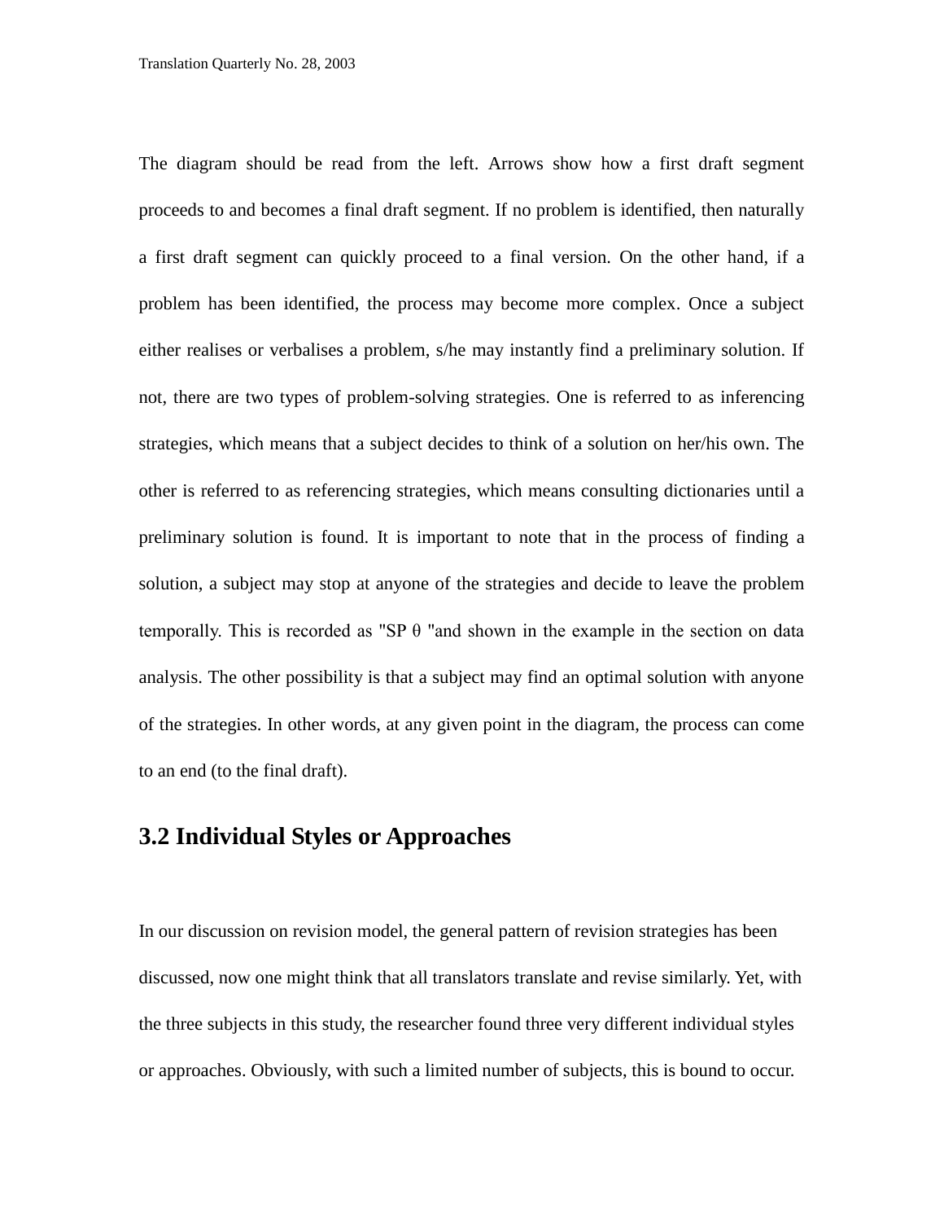The diagram should be read from the left. Arrows show how a first draft segment proceeds to and becomes a final draft segment. If no problem is identified, then naturally a first draft segment can quickly proceed to a final version. On the other hand, if a problem has been identified, the process may become more complex. Once a subject either realises or verbalises a problem, s/he may instantly find a preliminary solution. If not, there are two types of problem-solving strategies. One is referred to as inferencing strategies, which means that a subject decides to think of a solution on her/his own. The other is referred to as referencing strategies, which means consulting dictionaries until a preliminary solution is found. It is important to note that in the process of finding a solution, a subject may stop at anyone of the strategies and decide to leave the problem temporally. This is recorded as "SP θ "and shown in the example in the section on data analysis. The other possibility is that a subject may find an optimal solution with anyone of the strategies. In other words, at any given point in the diagram, the process can come to an end (to the final draft).

## 3.2 Individual Styles or Approaches

In our discussion on revision model, the general pattern of revision strategies has been discussed, now one might think that all translators translate and revise similarly. Yet, with the three subjects in this study, the researcher found three very different individual styles or approaches. Obviously, with such a limited number of subjects, this is bound to occur.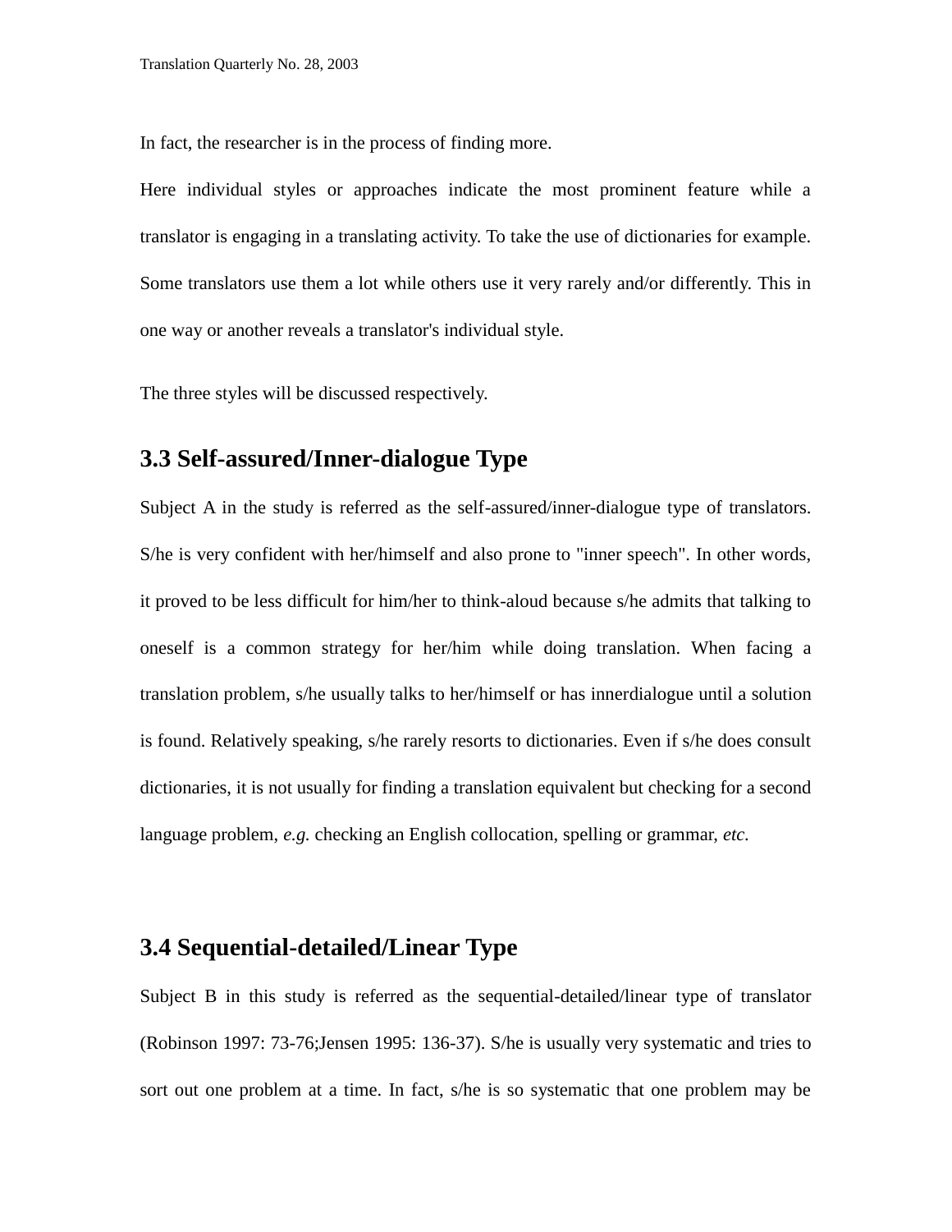In fact, the researcher is in the process of finding more.

Here individual styles or approaches indicate the most prominent feature while a translator is engaging in a translating activity. To take the use of dictionaries for example. Some translators use them a lot while others use it very rarely and/or differently. This in one way or another reveals a translator's individual style.

The three styles will be discussed respectively.

## 3.3 Self-assured/Inner-dialogue Type

Subject A in the study is referred as the self-assured/inner-dialogue type of translators. S/he is very confident with her/himself and also prone to "inner speech". In other words, it proved to be less difficult for him/her to think-aloud because s/he admits that talking to oneself is a common strategy for her/him while doing translation. When facing a translation problem, s/he usually talks to her/himself or has innerdialogue until a solution is found. Relatively speaking, s/he rarely resorts to dictionaries. Even if s/he does consult dictionaries, it is not usually for finding a translation equivalent but checking for a second language problem, *e.g.* checking an English collocation, spelling or grammar, *etc*.

## 3.4 Sequential-detailed/Linear Type

Subject B in this study is referred as the sequential-detailed/linear type of translator (Robinson 1997: 73-76;Jensen 1995: 136-37). S/he is usually very systematic and tries to sort out one problem at a time. In fact, s/he is so systematic that one problem may be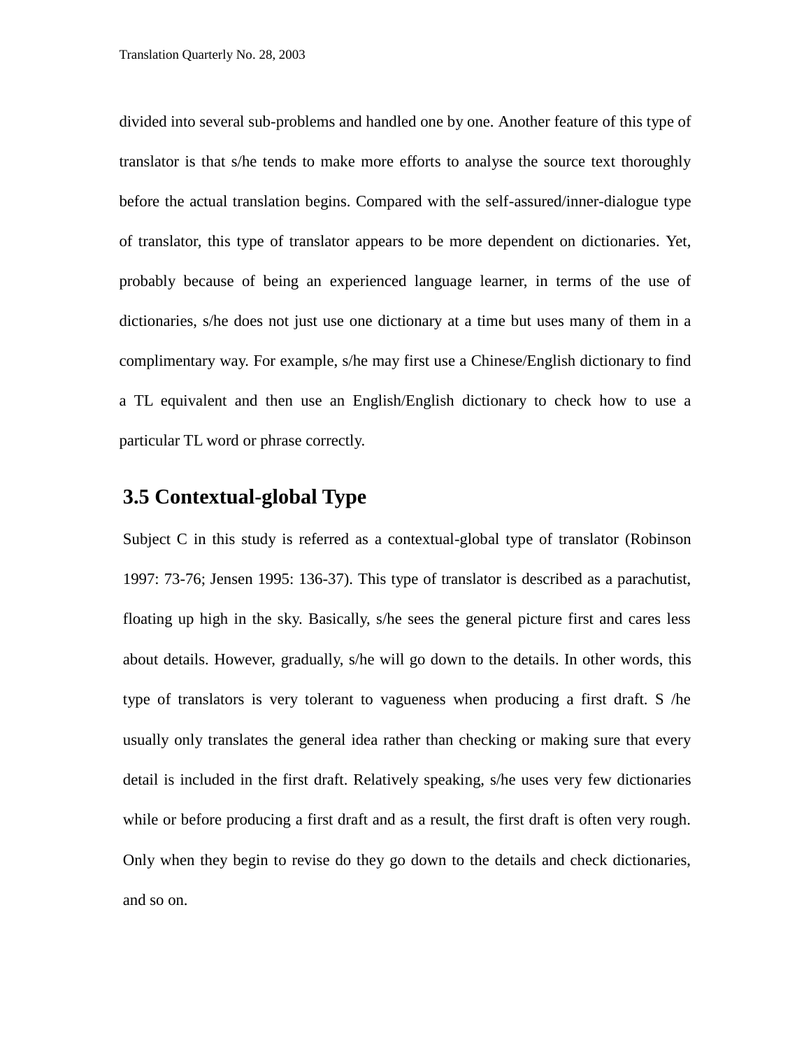divided into several sub-problems and handled one by one. Another feature of this type of translator is that s/he tends to make more efforts to analyse the source text thoroughly before the actual translation begins. Compared with the self-assured/inner-dialogue type of translator, this type of translator appears to be more dependent on dictionaries. Yet, probably because of being an experienced language learner, in terms of the use of dictionaries, s/he does not just use one dictionary at a time but uses many of them in a complimentary way. For example, s/he may first use a Chinese/English dictionary to find a TL equivalent and then use an English/English dictionary to check how to use a particular TL word or phrase correctly.

## 3.5 Contextual-global Type

Subject C in this study is referred as a contextual-global type of translator (Robinson 1997: 73-76; Jensen 1995: 136-37). This type of translator is described as a parachutist, floating up high in the sky. Basically, s/he sees the general picture first and cares less about details. However, gradually, s/he will go down to the details. In other words, this type of translators is very tolerant to vagueness when producing a first draft. S /he usually only translates the general idea rather than checking or making sure that every detail is included in the first draft. Relatively speaking, s/he uses very few dictionaries while or before producing a first draft and as a result, the first draft is often very rough. Only when they begin to revise do they go down to the details and check dictionaries, and so on.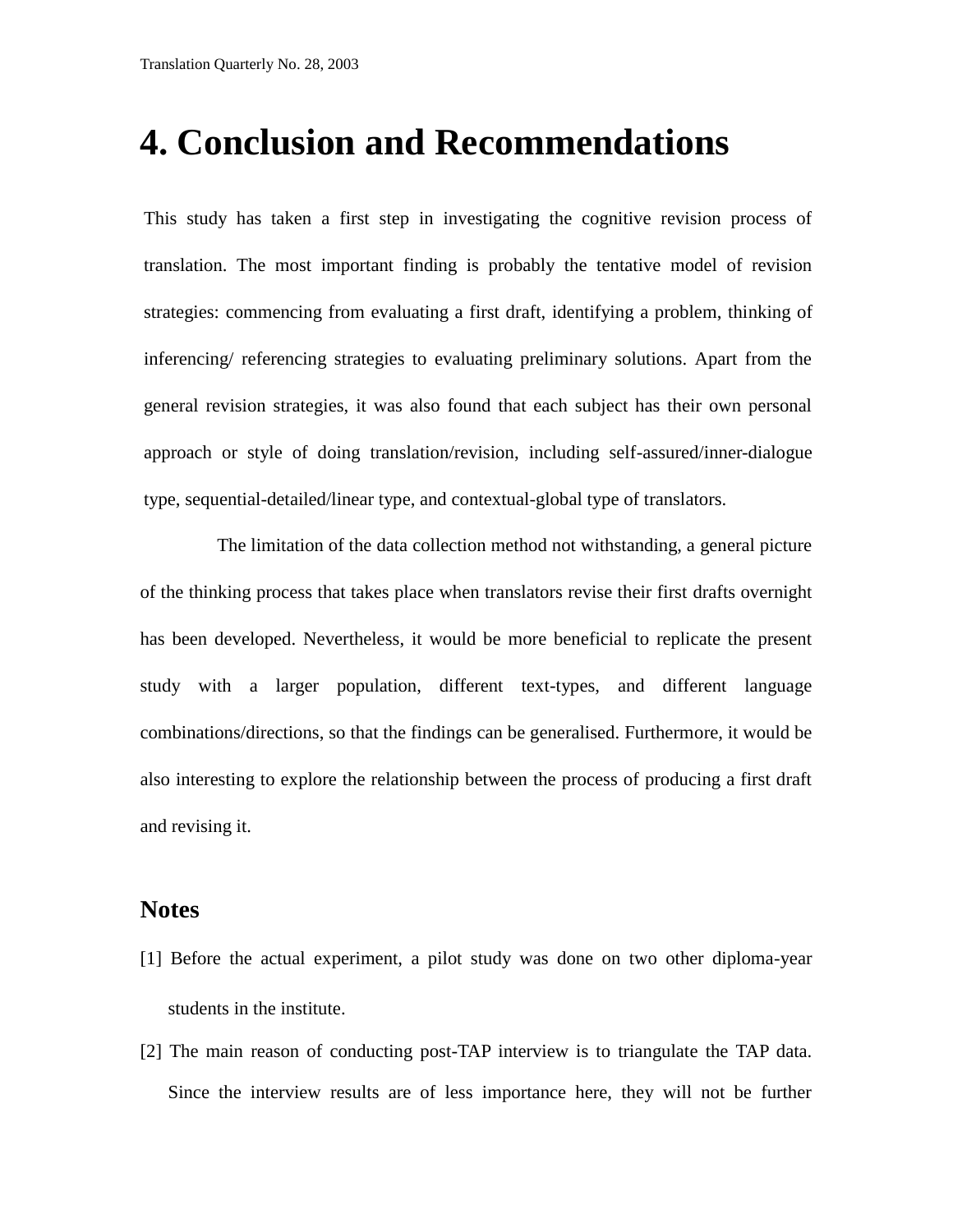# 4. Conclusion and Recommendations

This study has taken a first step in investigating the cognitive revision process of translation. The most important finding is probably the tentative model of revision strategies: commencing from evaluating a first draft, identifying a problem, thinking of inferencing/ referencing strategies to evaluating preliminary solutions. Apart from the general revision strategies, it was also found that each subject has their own personal approach or style of doing translation/revision, including self-assured/inner-dialogue type, sequential-detailed/linear type, and contextual-global type of translators.

The limitation of the data collection method not withstanding, a general picture of the thinking process that takes place when translators revise their first drafts overnight has been developed. Nevertheless, it would be more beneficial to replicate the present study with a larger population, different text-types, and different language combinations/directions, so that the findings can be generalised. Furthermore, it would be also interesting to explore the relationship between the process of producing a first draft and revising it.

## Notes

[1] Before the actual experiment, a pilot study was done on two other diploma-year students in the institute.

[2] The main reason of conducting post-TAP interview is to triangulate the TAP data. Since the interview results are of less importance here, they will not be further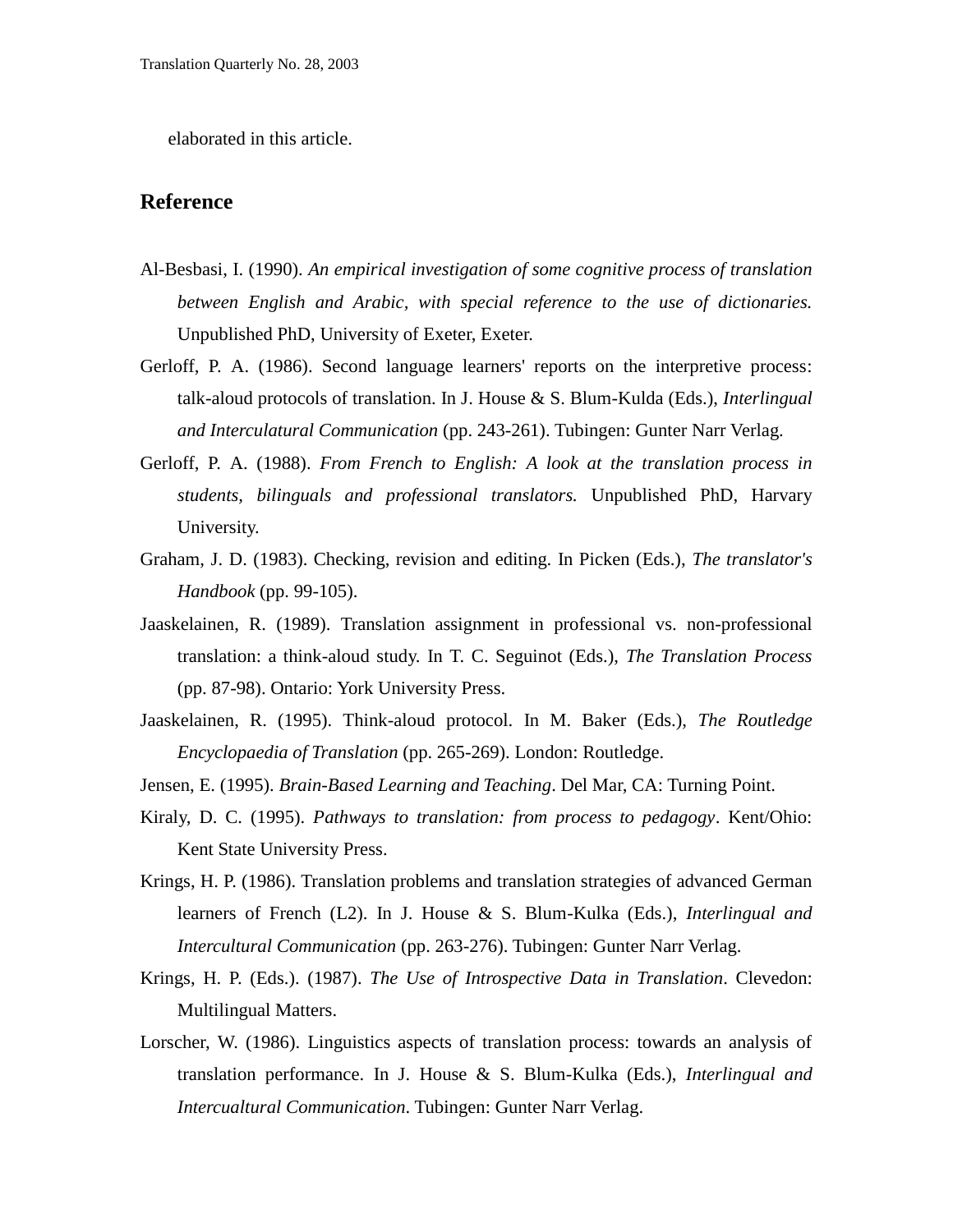elaborated in this article.

## Reference

Al-Besbasi, I. (1990). *An empirical investigation of some cognitive process of translation between English and Arabic, with special reference to the use of dictionaries.* Unpublished PhD, University of Exeter, Exeter.

Gerloff, P. A. (1986). Second language learners' reports on the interpretive process: talk-aloud protocols of translation. In J. House & S. Blum-Kulda (Eds.), *Interlingual and Interculatural Communication* (pp. 243-261). Tubingen: Gunter Narr Verlag.

Gerloff, P. A. (1988). *From French to English: A look at the translation process in students, bilinguals and professional translators.* Unpublished PhD, Harvary University.

Graham, J. D. (1983). Checking, revision and editing. In Picken (Eds.), *The translator's Handbook* (pp. 99-105).

Jaaskelainen, R. (1989). Translation assignment in professional vs. non-professional translation: a think-aloud study. In T. C. Seguinot (Eds.), *The Translation Process* (pp. 87-98). Ontario: York University Press.

Jaaskelainen, R. (1995). Think-aloud protocol. In M. Baker (Eds.), *The Routledge Encyclopaedia of Translation* (pp. 265-269). London: Routledge.

Jensen, E. (1995). *Brain-Based Learning and Teaching*. Del Mar, CA: Turning Point.

Kiraly, D. C. (1995). *Pathways to translation: from process to pedagogy*. Kent/Ohio: Kent State University Press.

Krings, H. P. (1986). Translation problems and translation strategies of advanced German learners of French (L2). In J. House & S. Blum-Kulka (Eds.), *Interlingual and Intercultural Communication* (pp. 263-276). Tubingen: Gunter Narr Verlag.

Krings, H. P. (Eds.). (1987). *The Use of Introspective Data in Translation*. Clevedon: Multilingual Matters.

Lorscher, W. (1986). Linguistics aspects of translation process: towards an analysis of translation performance. In J. House & S. Blum-Kulka (Eds.), *Interlingual and Intercualtural Communication*. Tubingen: Gunter Narr Verlag.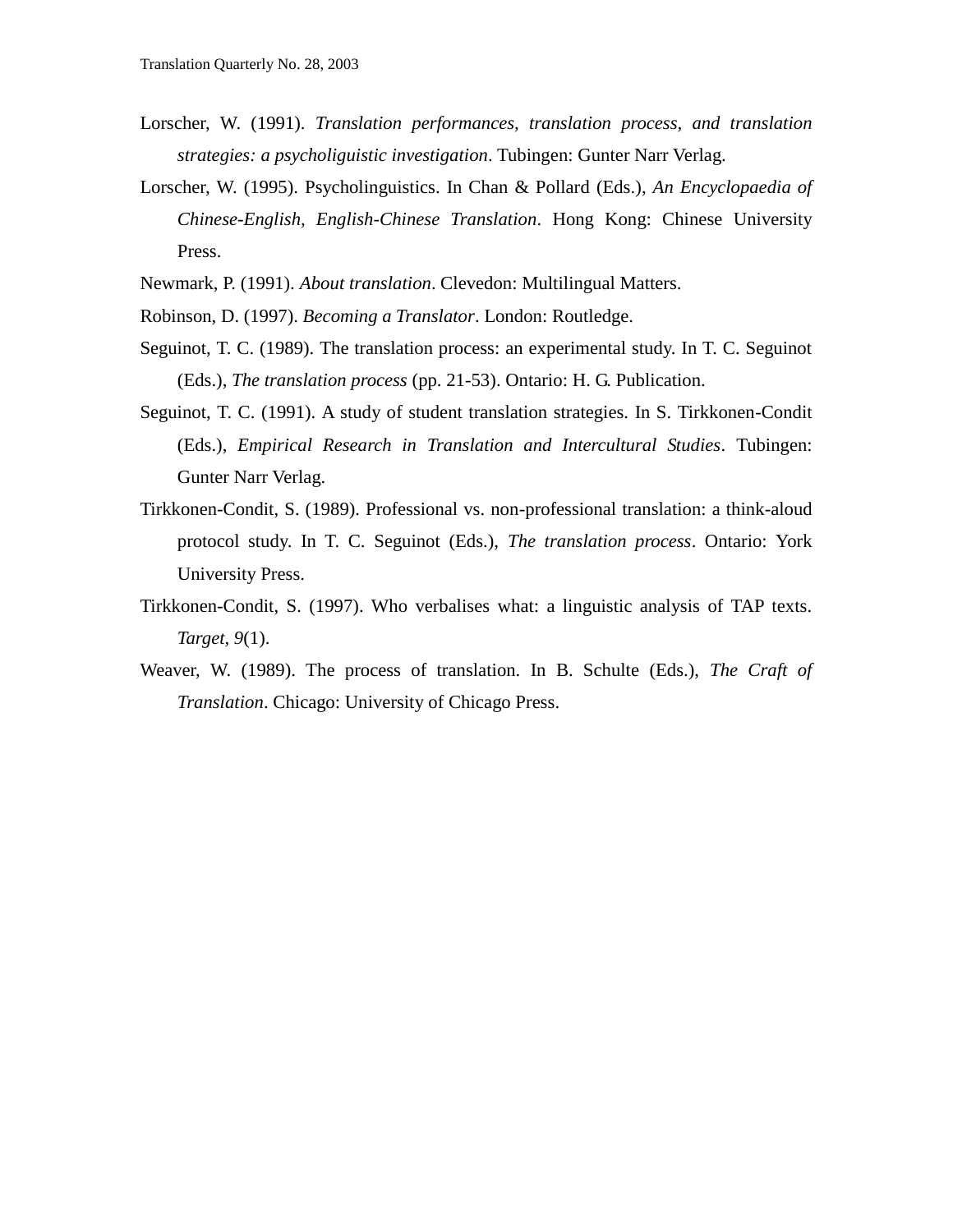Lorscher, W. (1991). *Translation performances, translation process, and translation strategies: a psycholiguistic investigation*. Tubingen: Gunter Narr Verlag.

Lorscher, W. (1995). Psycholinguistics. In Chan & Pollard (Eds.), *An Encyclopaedia of Chinese-English, English-Chinese Translation*. Hong Kong: Chinese University Press.

Newmark, P. (1991). *About translation*. Clevedon: Multilingual Matters.

Robinson, D. (1997). *Becoming a Translator*. London: Routledge.

Seguinot, T. C. (1989). The translation process: an experimental study. In T. C. Seguinot (Eds.), *The translation process* (pp. 21-53). Ontario: H. G. Publication.

Seguinot, T. C. (1991). A study of student translation strategies. In S. Tirkkonen-Condit (Eds.), *Empirical Research in Translation and Intercultural Studies*. Tubingen: Gunter Narr Verlag.

Tirkkonen-Condit, S. (1989). Professional vs. non-professional translation: a think-aloud protocol study. In T. C. Seguinot (Eds.), *The translation process*. Ontario: York University Press.

Tirkkonen-Condit, S. (1997). Who verbalises what: a linguistic analysis of TAP texts. *Target*, *9*(1).

Weaver, W. (1989). The process of translation. In B. Schulte (Eds.), *The Craft of Translation*. Chicago: University of Chicago Press.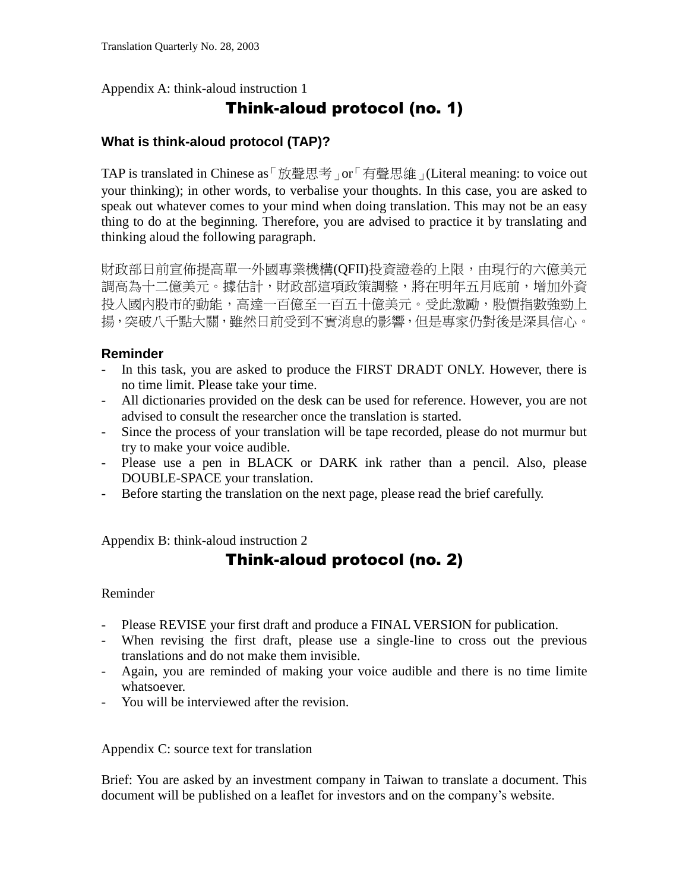Appendix A: think-aloud instruction 1

# Think-aloud protocol (no. 1)

### What is think-aloud protocol (TAP)?

TAP is translated in Chinese as「放聲思考」or「有聲思維」(Literal meaning: to voice out your thinking); in other words, to verbalise your thoughts. In this case, you are asked to speak out whatever comes to your mind when doing translation. This may not be an easy thing to do at the beginning. Therefore, you are advised to practice it by translating and thinking aloud the following paragraph.

財政部日前宣佈提高單一外國專業機構(QFII)投資證卷的上限，由現行的六億美元調高為十二億美元。據估計，財政部這項政策調整，將在明年五月底前，增加外資投入國內股市的動能，高達一百億至一百五十億美元。受此激勵，股價指數強勁上揚，突破八千點大關，雖然日前受到不實消息的影響，但是專家仍對後是深具信心。

### Reminder

- In this task, you are asked to produce the FIRST DRADT ONLY. However, there is no time limit. Please take your time.
- All dictionaries provided on the desk can be used for reference. However, you are not advised to consult the researcher once the translation is started.
- Since the process of your translation will be tape recorded, please do not murmur but try to make your voice audible.
- Please use a pen in BLACK or DARK ink rather than a pencil. Also, please DOUBLE-SPACE your translation.
- Before starting the translation on the next page, please read the brief carefully.

Appendix B: think-aloud instruction 2

# Think-aloud protocol (no. 2)

Reminder

- Please REVISE your first draft and produce a FINAL VERSION for publication.
- When revising the first draft, please use a single-line to cross out the previous translations and do not make them invisible.
- Again, you are reminded of making your voice audible and there is no time limite whatsoever.
- You will be interviewed after the revision.

Appendix C: source text for translation

Brief: You are asked by an investment company in Taiwan to translate a document. This document will be published on a leaflet for investors and on the company's website.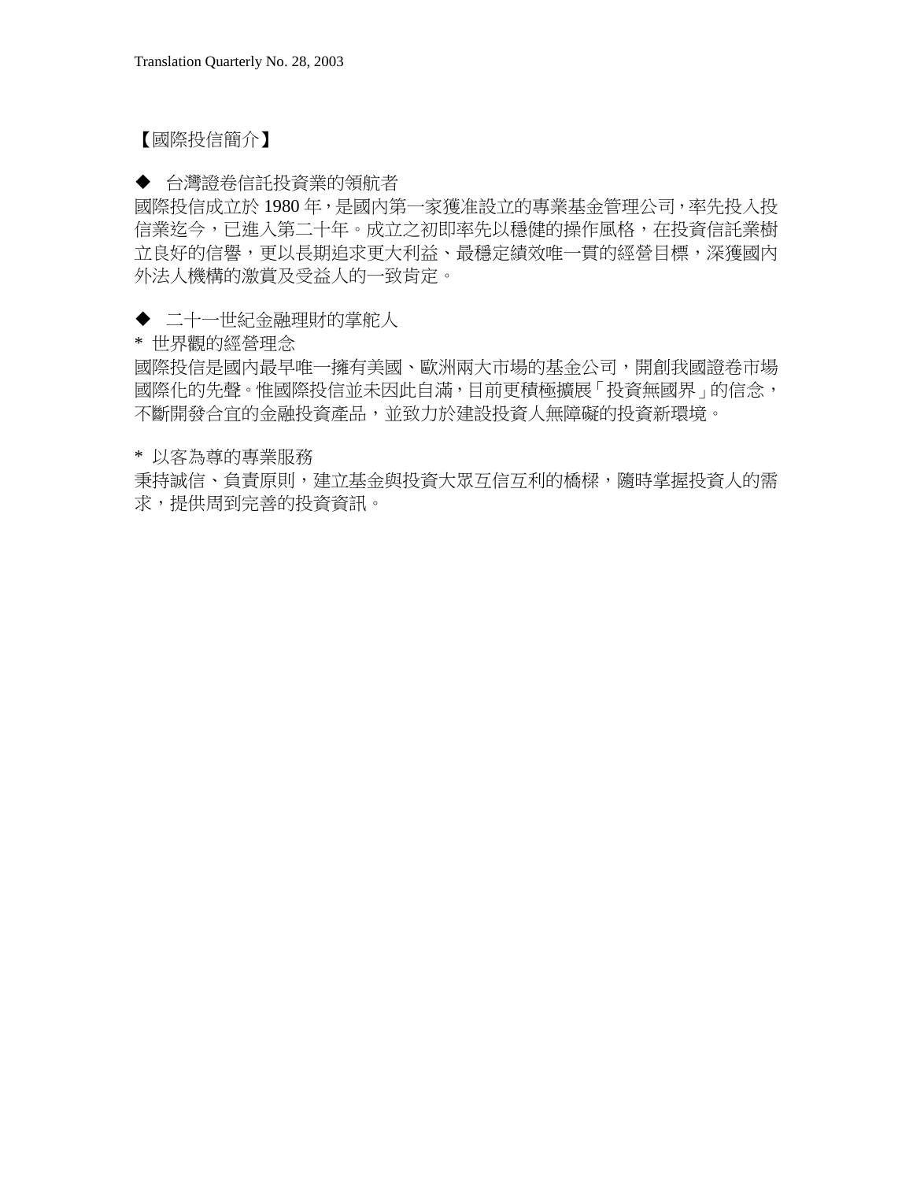【國際投信簡介】

◆ 台灣證卷信託投資業的領航者

國際投信成立於 1980 年，是國內第一家獲准設立的專業基金管理公司，率先投入投信業迄今，已進入第二十年。成立之初即率先以穩健的操作風格，在投資信託業樹立良好的信譽，更以長期追求更大利益、最穩定績效唯一貫的經營目標，深獲國內外法人機構的激賞及受益人的一致肯定。

◆ 二十一世紀金融理財的掌舵人

* 世界觀的經營理念

國際投信是國內最早唯一擁有美國、歐洲兩大市場的基金公司，開創我國證卷市場國際化的先聲。惟國際投信並未因此自滿，目前更積極擴展「投資無國界」的信念，不斷開發合宜的金融投資產品，並致力於建設投資人無障礙的投資新環境。

* 以客為尊的專業服務

秉持誠信、負責原則，建立基金與投資大眾互信互利的橋樑，隨時掌握投資人的需求，提供周到完善的投資資訊。